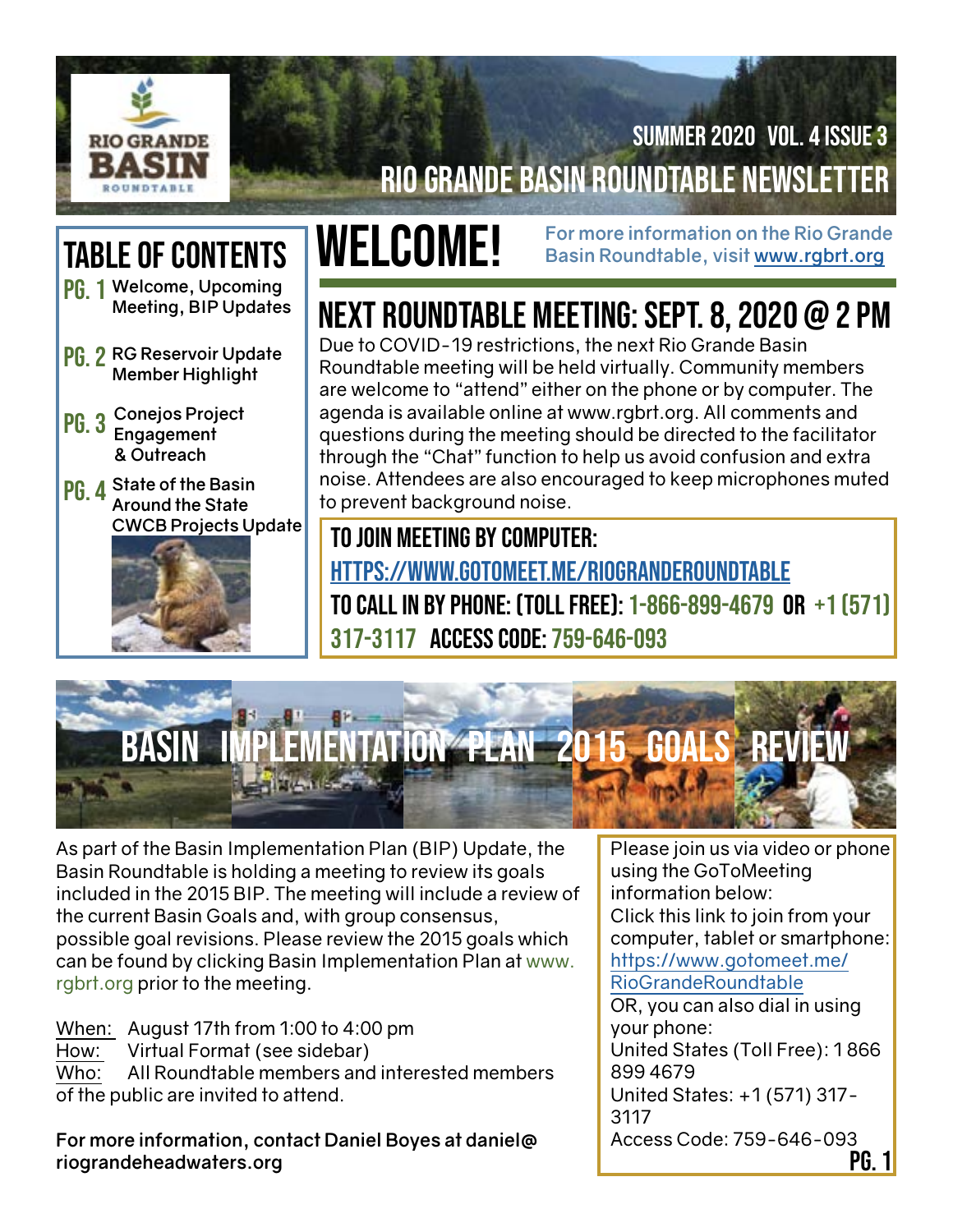# Rio Grande Basin Roundtable Newsletter

Summer 2020 Vol. 4 Issue 3

## Table of Contents

- **Pg. 1** Welcome, Upcoming Meeting, BIP Updates
- **Pg. 2** RG Reservoir Update, Member Highlight
- **Pg. 3** Conejos Project Engagement & Outreach
- **Pg. 4** State of the Basin, Around the State, CWCB Projects Update

# Welcome!

For more information on the Rio Grande Basin Roundtable, visit www.rgbrt.org

## Next Roundtable Meeting: Sept. 8, 2020 @ 2 PM

Due to COVID-19 restrictions, the next Rio Grande Basin Roundtable meeting will be held virtually. Community members are welcome to "attend" either on the phone or by computer. The agenda is available online at www.rgbrt.org. All comments and questions during the meeting should be directed to the facilitator through the "Chat" function to help us avoid confusion and extra noise. Attendees are also encouraged to keep microphones muted to prevent background noise.

**To join meeting by computer:** https://www.gotomeet.me/RioGrandeRoundtable

**To call in by phone: (Toll Free):** 1-866-899-4679 **or** +1 (571) 317-3117 **Access Code:** 759-646-093

## Basin Implementation Plan 2015 Goals Review

As part of the Basin Implementation Plan (BIP) Update, the Basin Roundtable is holding a meeting to review its goals included in the 2015 BIP. The meeting will include a review of the current Basin Goals and, with group consensus, possible goal revisions. Please review the 2015 goals which can be found by clicking Basin Implementation Plan at www.rgbrt.org prior to the meeting.

When: August 17th from 1:00 to 4:00 pm
How: Virtual Format (see sidebar)
Who: All Roundtable members and interested members of the public are invited to attend.

**For more information, contact Daniel Boyes at daniel@riograndeheadwaters.org**

Please join us via video or phone using the GoToMeeting information below:
Click this link to join from your computer, tablet or smartphone:
https://www.gotomeet.me/RioGrandeRoundtable
OR, you can also dial in using your phone:
United States (Toll Free): 1 866 899 4679
United States: +1 (571) 317-3117
Access Code: 759-646-093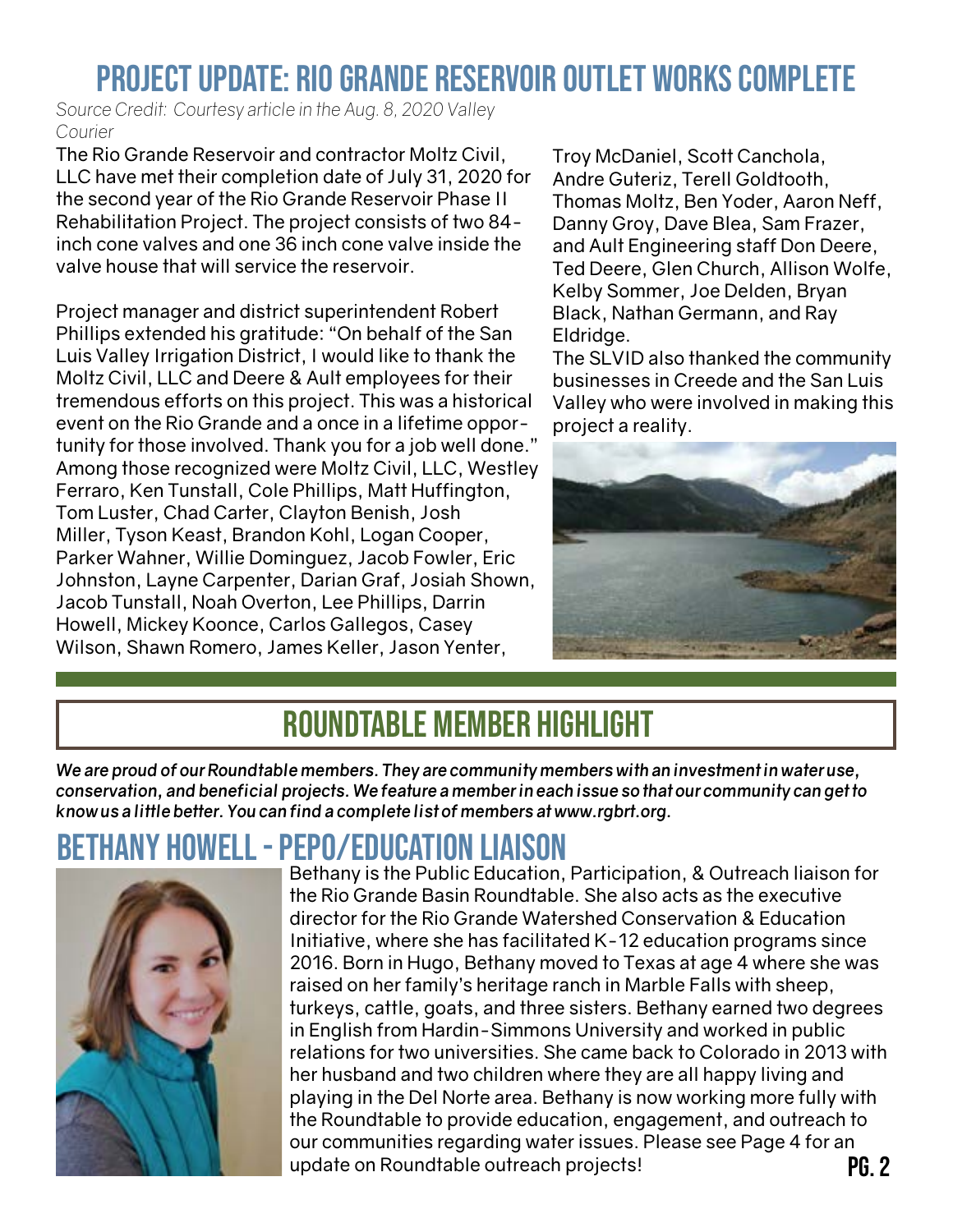# PROJECT UPDATE: RIO GRANDE RESERVOIR OUTLET WORKS COMPLETE

*Source Credit: Courtesy article in the Aug. 8, 2020 Valley Courier*

The Rio Grande Reservoir and contractor Moltz Civil, LLC have met their completion date of July 31, 2020 for the second year of the Rio Grande Reservoir Phase II Rehabilitation Project. The project consists of two 84-inch cone valves and one 36 inch cone valve inside the valve house that will service the reservoir.

Project manager and district superintendent Robert Phillips extended his gratitude: "On behalf of the San Luis Valley Irrigation District, I would like to thank the Moltz Civil, LLC and Deere & Ault employees for their tremendous efforts on this project. This was a historical event on the Rio Grande and a once in a lifetime opportunity for those involved. Thank you for a job well done."
Among those recognized were Moltz Civil, LLC, Westley Ferraro, Ken Tunstall, Cole Phillips, Matt Huffington, Tom Luster, Chad Carter, Clayton Benish, Josh Miller, Tyson Keast, Brandon Kohl, Logan Cooper, Parker Wahner, Willie Dominguez, Jacob Fowler, Eric Johnston, Layne Carpenter, Darian Graf, Josiah Shown, Jacob Tunstall, Noah Overton, Lee Phillips, Darrin Howell, Mickey Koonce, Carlos Gallegos, Casey Wilson, Shawn Romero, James Keller, Jason Yenter, Troy McDaniel, Scott Canchola, Andre Guteriz, Terell Goldtooth, Thomas Moltz, Ben Yoder, Aaron Neff, Danny Groy, Dave Blea, Sam Frazer, and Ault Engineering staff Don Deere, Ted Deere, Glen Church, Allison Wolfe, Kelby Sommer, Joe Delden, Bryan Black, Nathan Germann, and Ray Eldridge.
The SLVID also thanked the community businesses in Creede and the San Luis Valley who were involved in making this project a reality.

## ROUNDTABLE MEMBER HIGHLIGHT

***We are proud of our Roundtable members. They are community members with an investment in water use, conservation, and beneficial projects. We feature a member in each issue so that our community can get to know us a little better. You can find a complete list of members at www.rgbrt.org.***

## BETHANY HOWELL - PEPO/EDUCATION LIAISON

Bethany is the Public Education, Participation, & Outreach liaison for the Rio Grande Basin Roundtable. She also acts as the executive director for the Rio Grande Watershed Conservation & Education Initiative, where she has facilitated K-12 education programs since 2016. Born in Hugo, Bethany moved to Texas at age 4 where she was raised on her family's heritage ranch in Marble Falls with sheep, turkeys, cattle, goats, and three sisters. Bethany earned two degrees in English from Hardin-Simmons University and worked in public relations for two universities. She came back to Colorado in 2013 with her husband and two children where they are all happy living and playing in the Del Norte area. Bethany is now working more fully with the Roundtable to provide education, engagement, and outreach to our communities regarding water issues. Please see Page 4 for an update on Roundtable outreach projects!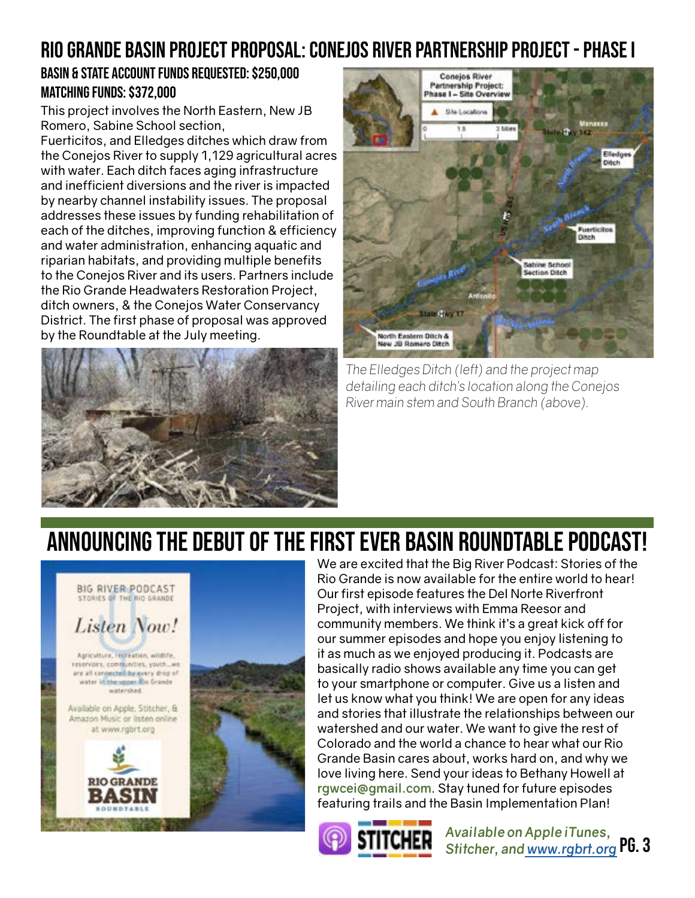# Rio Grande Basin Project Proposal: Conejos River Partnership Project - Phase I

### Basin & State Account Funds Requested: $250,000

### Matching Funds: $372,000

This project involves the North Eastern, New JB Romero, Sabine School section, Fuerticitos, and Elledges ditches which draw from the Conejos River to supply 1,129 agricultural acres with water. Each ditch faces aging infrastructure and inefficient diversions and the river is impacted by nearby channel instability issues. The proposal addresses these issues by funding rehabilitation of each of the ditches, improving function & efficiency and water administration, enhancing aquatic and riparian habitats, and providing multiple benefits to the Conejos River and its users. Partners include the Rio Grande Headwaters Restoration Project, ditch owners, & the Conejos Water Conservancy District. The first phase of proposal was approved by the Roundtable at the July meeting.

*The Elledges Ditch (left) and the project map detailing each ditch's location along the Conejos River main stem and South Branch (above).*

# Announcing the Debut of the First Ever Basin Roundtable Podcast!

We are excited that the Big River Podcast: Stories of the Rio Grande is now available for the entire world to hear! Our first episode features the Del Norte Riverfront Project, with interviews with Emma Reesor and community members. We think it's a great kick off for our summer episodes and hope you enjoy listening to it as much as we enjoyed producing it. Podcasts are basically radio shows available any time you can get to your smartphone or computer. Give us a listen and let us know what you think! We are open for any ideas and stories that illustrate the relationships between our watershed and our water. We want to give the rest of Colorado and the world a chance to hear what our Rio Grande Basin cares about, works hard on, and why we love living here. Send your ideas to Bethany Howell at rgwcei@gmail.com. Stay tuned for future episodes featuring trails and the Basin Implementation Plan!

*Available on Apple iTunes, Stitcher, and www.rgbrt.org*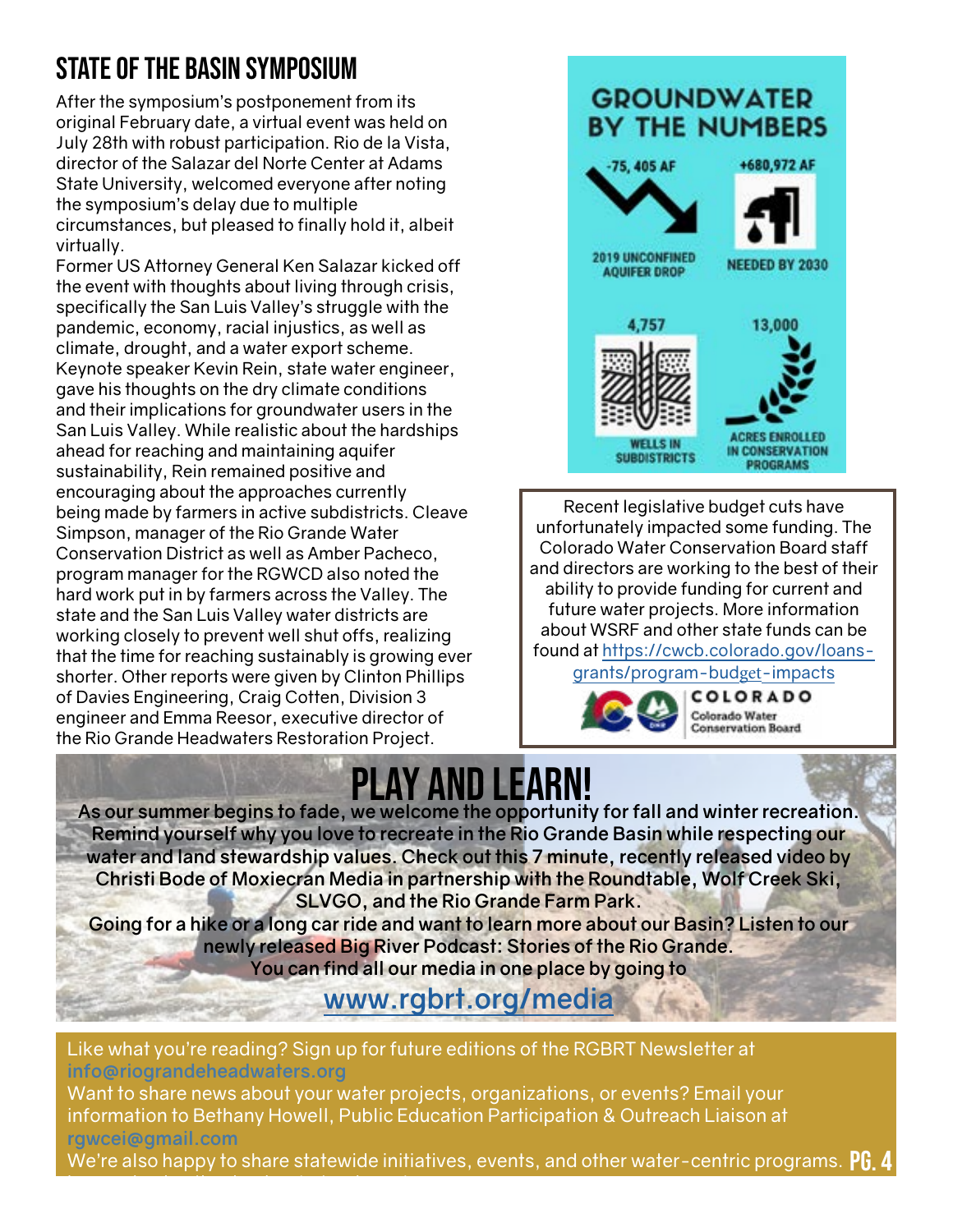## STATE OF THE BASIN SYMPOSIUM

After the symposium's postponement from its original February date, a virtual event was held on July 28th with robust participation. Rio de la Vista, director of the Salazar del Norte Center at Adams State University, welcomed everyone after noting the symposium's delay due to multiple circumstances, but pleased to finally hold it, albeit virtually.

Former US Attorney General Ken Salazar kicked off the event with thoughts about living through crisis, specifically the San Luis Valley's struggle with the pandemic, economy, racial injustics, as well as climate, drought, and a water export scheme. Keynote speaker Kevin Rein, state water engineer, gave his thoughts on the dry climate conditions and their implications for groundwater users in the San Luis Valley. While realistic about the hardships ahead for reaching and maintaining aquifer sustainability, Rein remained positive and encouraging about the approaches currently being made by farmers in active subdistricts. Cleave Simpson, manager of the Rio Grande Water Conservation District as well as Amber Pacheco, program manager for the RGWCD also noted the hard work put in by farmers across the Valley. The state and the San Luis Valley water districts are working closely to prevent well shut offs, realizing that the time for reaching sustainably is growing ever shorter. Other reports were given by Clinton Phillips of Davies Engineering, Craig Cotten, Division 3 engineer and Emma Reesor, executive director of the Rio Grande Headwaters Restoration Project.

### GROUNDWATER BY THE NUMBERS

-75, 405 AF
2019 UNCONFINED AQUIFER DROP

+680,972 AF
NEEDED BY 2030

4,757
WELLS IN SUBDISTRICTS

13,000
ACRES ENROLLED IN CONSERVATION PROGRAMS

Recent legislative budget cuts have unfortunately impacted some funding. The Colorado Water Conservation Board staff and directors are working to the best of their ability to provide funding for current and future water projects. More information about WSRF and other state funds can be found at https://cwcb.colorado.gov/loans-grants/program-budget-impacts

COLORADO Colorado Water Conservation Board

## PLAY AND LEARN!

**As our summer begins to fade, we welcome the opportunity for fall and winter recreation. Remind yourself why you love to recreate in the Rio Grande Basin while respecting our water and land stewardship values. Check out this 7 minute, recently released video by Christi Bode of Moxiecran Media in partnership with the Roundtable, Wolf Creek Ski, SLVGO, and the Rio Grande Farm Park.**

**Going for a hike or a long car ride and want to learn more about our Basin? Listen to our newly released Big River Podcast: Stories of the Rio Grande.**

**You can find all our media in one place by going to**

**www.rgbrt.org/media**

Like what you're reading? Sign up for future editions of the RGBRT Newsletter at info@riograndeheadwaters.org

Want to share news about your water projects, organizations, or events? Email your information to Bethany Howell, Public Education Participation & Outreach Liaison at rgwcei@gmail.com

We're also happy to share statewide initiatives, events, and other water-centric programs.